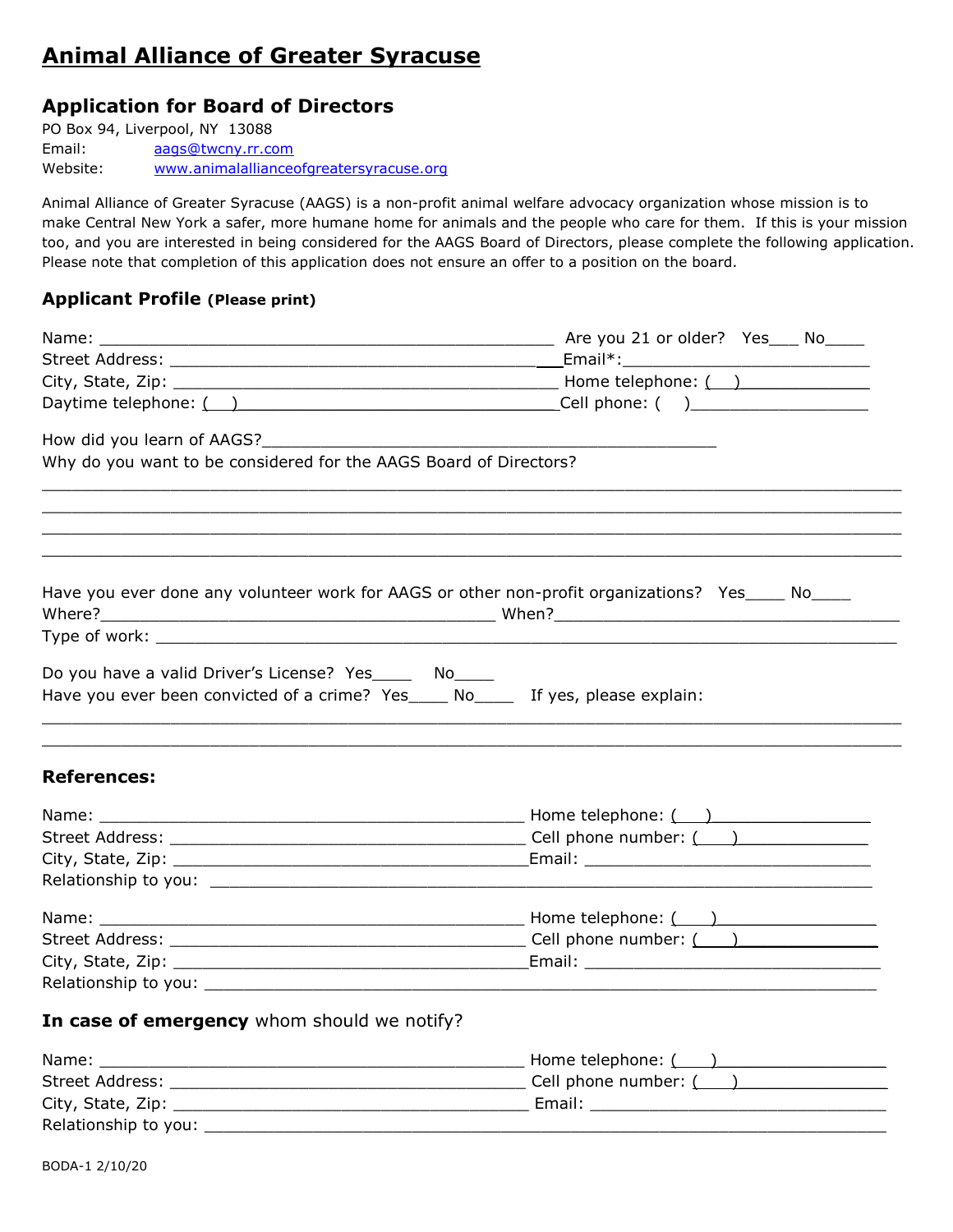# Animal Alliance of Greater Syracuse

## Application for Board of Directors

PO Box 94, Liverpool, NY 13088
Email: aags@twcny.rr.com
Website: www.animalallianceofgreatersyracuse.org

Animal Alliance of Greater Syracuse (AAGS) is a non-profit animal welfare advocacy organization whose mission is to make Central New York a safer, more humane home for animals and the people who care for them. If this is your mission too, and you are interested in being considered for the AAGS Board of Directors, please complete the following application. Please note that completion of this application does not ensure an offer to a position on the board.

### Applicant Profile (Please print)

Name: ______________________________________________ Are you 21 or older? Yes___ No____
Street Address: ______________________________________Email*:________________________
City, State, Zip: ______________________________________ Home telephone: (  )_____________
Daytime telephone: (  )__________________________________Cell phone: (  )_________________

How did you learn of AAGS?___________________________________________
Why do you want to be considered for the AAGS Board of Directors?

______________________________________________________________________________
______________________________________________________________________________
______________________________________________________________________________
______________________________________________________________________________

Have you ever done any volunteer work for AAGS or other non-profit organizations? Yes____ No____
Where?_____________________________________ When?_________________________________
Type of work: ________________________________________________________________________

Do you have a valid Driver's License? Yes____ No____
Have you ever been convicted of a crime? Yes____ No____ If yes, please explain:

______________________________________________________________________________
______________________________________________________________________________

### References:

Name: ____________________________________________ Home telephone: (  )_______________
Street Address: ____________________________________ Cell phone number: (  )_____________
City, State, Zip: ____________________________________Email: ___________________________
Relationship to you: _______________________________________________________________

Name: ____________________________________________ Home telephone: (  )_______________
Street Address: ____________________________________ Cell phone number: (  )_____________
City, State, Zip: ____________________________________Email: ___________________________
Relationship to you: _______________________________________________________________

### In case of emergency whom should we notify?

Name: ____________________________________________ Home telephone: (  )_______________
Street Address: ____________________________________ Cell phone number: (  )_____________
City, State, Zip: ____________________________________ Email: ___________________________
Relationship to you: _______________________________________________________________

BODA-1 2/10/20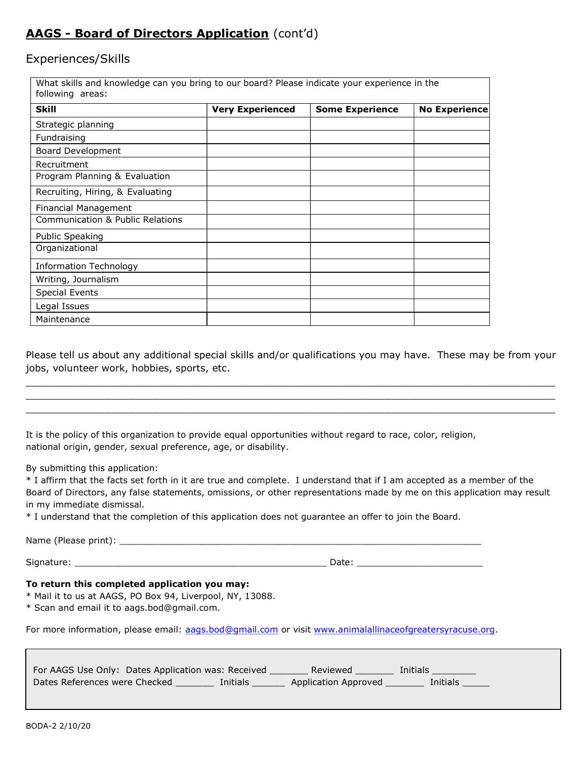## AAGS - Board of Directors Application (cont'd)

### Experiences/Skills

What skills and knowledge can you bring to our board? Please indicate your experience in the following areas:

| Skill | Very Experienced | Some Experience | No Experience |
|---|---|---|---|
| Strategic planning | | | |
| Fundraising | | | |
| Board Development | | | |
| Recruitment | | | |
| Program Planning & Evaluation | | | |
| Recruiting, Hiring, & Evaluating | | | |
| Financial Management | | | |
| Communication & Public Relations | | | |
| Public Speaking | | | |
| Organizational | | | |
| Information Technology | | | |
| Writing, Journalism | | | |
| Special Events | | | |
| Legal Issues | | | |
| Maintenance | | | |

Please tell us about any additional special skills and/or qualifications you may have. These may be from your jobs, volunteer work, hobbies, sports, etc.

_______________________________________________________________________________

_______________________________________________________________________________

_______________________________________________________________________________

It is the policy of this organization to provide equal opportunities without regard to race, color, religion, national origin, gender, sexual preference, age, or disability.

By submitting this application:

* I affirm that the facts set forth in it are true and complete. I understand that if I am accepted as a member of the Board of Directors, any false statements, omissions, or other representations made by me on this application may result in my immediate dismissal.
* I understand that the completion of this application does not guarantee an offer to join the Board.

Name (Please print): _______________________________________________

Signature: ________________________________ Date: ___________________

**To return this completed application you may:**

* Mail it to us at AAGS, PO Box 94, Liverpool, NY, 13088.
* Scan and email it to aags.bod@gmail.com.

For more information, please email: aags.bod@gmail.com or visit www.animalallinaceofgreatersyracuse.org.

For AAGS Use Only: Dates Application was: Received _______ Reviewed _______ Initials ________
Dates References were Checked _______ Initials ______ Application Approved _______ Initials _____

BODA-2 2/10/20